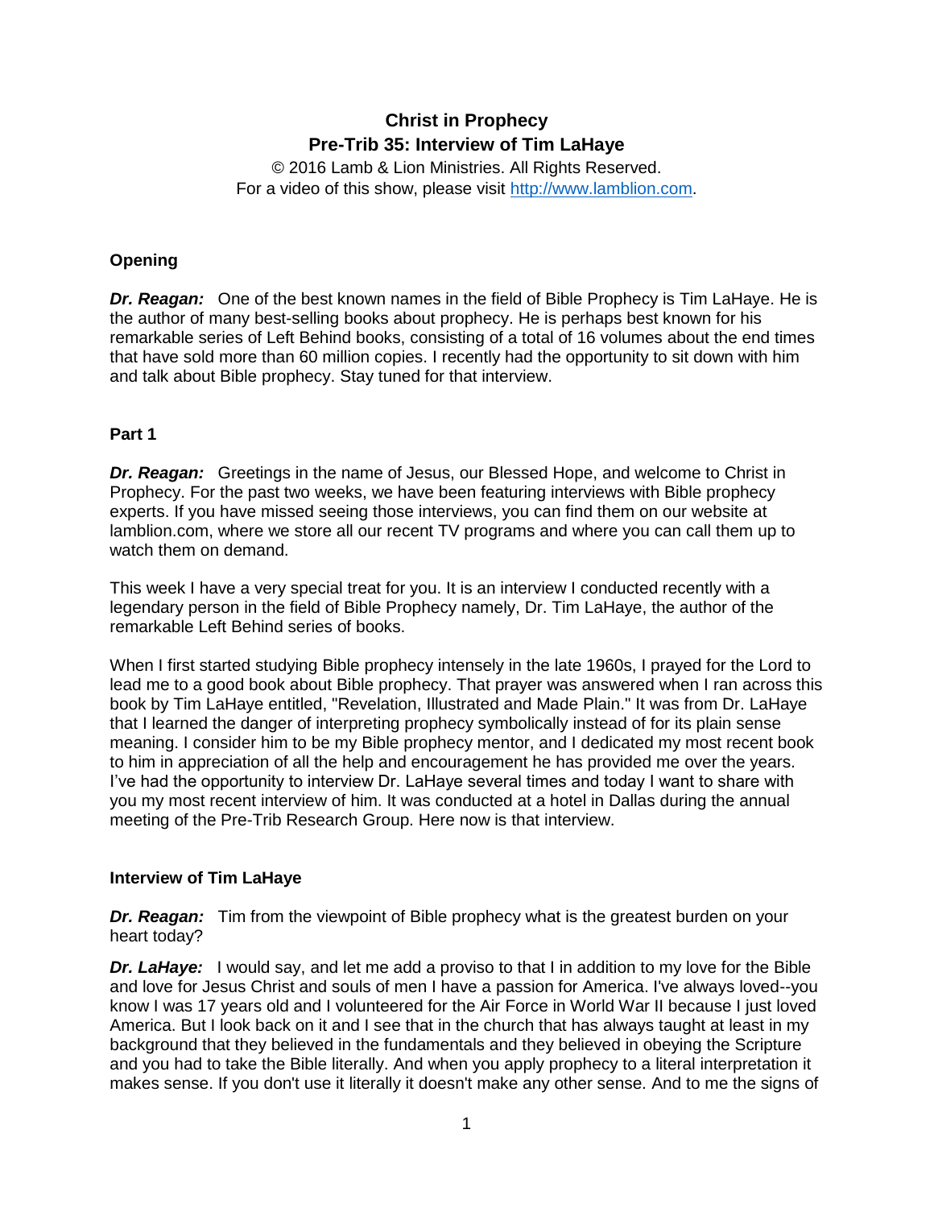**Christ in Prophecy**
**Pre-Trib 35: Interview of Tim LaHaye**

© 2016 Lamb & Lion Ministries. All Rights Reserved.
For a video of this show, please visit http://www.lamblion.com.

## Opening

***Dr. Reagan:*** One of the best known names in the field of Bible Prophecy is Tim LaHaye. He is the author of many best-selling books about prophecy. He is perhaps best known for his remarkable series of Left Behind books, consisting of a total of 16 volumes about the end times that have sold more than 60 million copies. I recently had the opportunity to sit down with him and talk about Bible prophecy. Stay tuned for that interview.

## Part 1

***Dr. Reagan:*** Greetings in the name of Jesus, our Blessed Hope, and welcome to Christ in Prophecy. For the past two weeks, we have been featuring interviews with Bible prophecy experts. If you have missed seeing those interviews, you can find them on our website at lamblion.com, where we store all our recent TV programs and where you can call them up to watch them on demand.

This week I have a very special treat for you. It is an interview I conducted recently with a legendary person in the field of Bible Prophecy namely, Dr. Tim LaHaye, the author of the remarkable Left Behind series of books.

When I first started studying Bible prophecy intensely in the late 1960s, I prayed for the Lord to lead me to a good book about Bible prophecy. That prayer was answered when I ran across this book by Tim LaHaye entitled, "Revelation, Illustrated and Made Plain." It was from Dr. LaHaye that I learned the danger of interpreting prophecy symbolically instead of for its plain sense meaning. I consider him to be my Bible prophecy mentor, and I dedicated my most recent book to him in appreciation of all the help and encouragement he has provided me over the years. I've had the opportunity to interview Dr. LaHaye several times and today I want to share with you my most recent interview of him. It was conducted at a hotel in Dallas during the annual meeting of the Pre-Trib Research Group. Here now is that interview.

## Interview of Tim LaHaye

***Dr. Reagan:*** Tim from the viewpoint of Bible prophecy what is the greatest burden on your heart today?

***Dr. LaHaye:*** I would say, and let me add a proviso to that I in addition to my love for the Bible and love for Jesus Christ and souls of men I have a passion for America. I've always loved--you know I was 17 years old and I volunteered for the Air Force in World War II because I just loved America. But I look back on it and I see that in the church that has always taught at least in my background that they believed in the fundamentals and they believed in obeying the Scripture and you had to take the Bible literally. And when you apply prophecy to a literal interpretation it makes sense. If you don't use it literally it doesn't make any other sense. And to me the signs of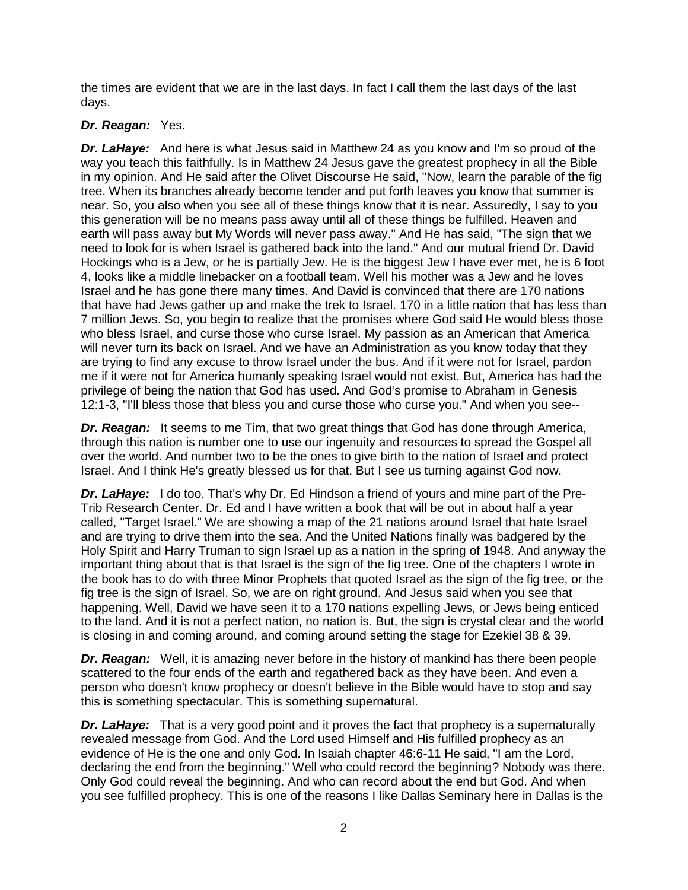the times are evident that we are in the last days. In fact I call them the last days of the last days.

***Dr. Reagan:*** Yes.

***Dr. LaHaye:*** And here is what Jesus said in Matthew 24 as you know and I'm so proud of the way you teach this faithfully. Is in Matthew 24 Jesus gave the greatest prophecy in all the Bible in my opinion. And He said after the Olivet Discourse He said, "Now, learn the parable of the fig tree. When its branches already become tender and put forth leaves you know that summer is near. So, you also when you see all of these things know that it is near. Assuredly, I say to you this generation will be no means pass away until all of these things be fulfilled. Heaven and earth will pass away but My Words will never pass away." And He has said, "The sign that we need to look for is when Israel is gathered back into the land." And our mutual friend Dr. David Hockings who is a Jew, or he is partially Jew. He is the biggest Jew I have ever met, he is 6 foot 4, looks like a middle linebacker on a football team. Well his mother was a Jew and he loves Israel and he has gone there many times. And David is convinced that there are 170 nations that have had Jews gather up and make the trek to Israel. 170 in a little nation that has less than 7 million Jews. So, you begin to realize that the promises where God said He would bless those who bless Israel, and curse those who curse Israel. My passion as an American that America will never turn its back on Israel. And we have an Administration as you know today that they are trying to find any excuse to throw Israel under the bus. And if it were not for Israel, pardon me if it were not for America humanly speaking Israel would not exist. But, America has had the privilege of being the nation that God has used. And God's promise to Abraham in Genesis 12:1-3, "I'll bless those that bless you and curse those who curse you." And when you see--

***Dr. Reagan:*** It seems to me Tim, that two great things that God has done through America, through this nation is number one to use our ingenuity and resources to spread the Gospel all over the world. And number two to be the ones to give birth to the nation of Israel and protect Israel. And I think He's greatly blessed us for that. But I see us turning against God now.

***Dr. LaHaye:*** I do too. That's why Dr. Ed Hindson a friend of yours and mine part of the Pre-Trib Research Center. Dr. Ed and I have written a book that will be out in about half a year called, "Target Israel." We are showing a map of the 21 nations around Israel that hate Israel and are trying to drive them into the sea. And the United Nations finally was badgered by the Holy Spirit and Harry Truman to sign Israel up as a nation in the spring of 1948. And anyway the important thing about that is that Israel is the sign of the fig tree. One of the chapters I wrote in the book has to do with three Minor Prophets that quoted Israel as the sign of the fig tree, or the fig tree is the sign of Israel. So, we are on right ground. And Jesus said when you see that happening. Well, David we have seen it to a 170 nations expelling Jews, or Jews being enticed to the land. And it is not a perfect nation, no nation is. But, the sign is crystal clear and the world is closing in and coming around, and coming around setting the stage for Ezekiel 38 & 39.

***Dr. Reagan:*** Well, it is amazing never before in the history of mankind has there been people scattered to the four ends of the earth and regathered back as they have been. And even a person who doesn't know prophecy or doesn't believe in the Bible would have to stop and say this is something spectacular. This is something supernatural.

***Dr. LaHaye:*** That is a very good point and it proves the fact that prophecy is a supernaturally revealed message from God. And the Lord used Himself and His fulfilled prophecy as an evidence of He is the one and only God. In Isaiah chapter 46:6-11 He said, "I am the Lord, declaring the end from the beginning." Well who could record the beginning? Nobody was there. Only God could reveal the beginning. And who can record about the end but God. And when you see fulfilled prophecy. This is one of the reasons I like Dallas Seminary here in Dallas is the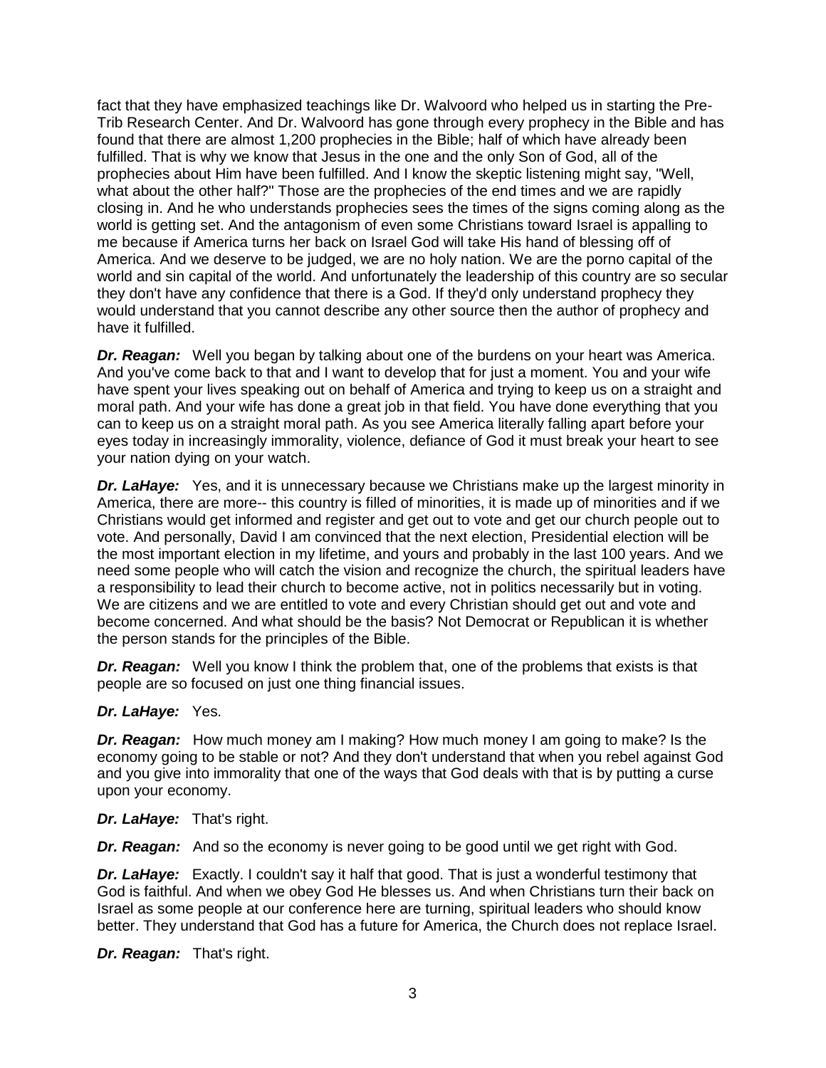fact that they have emphasized teachings like Dr. Walvoord who helped us in starting the Pre-Trib Research Center. And Dr. Walvoord has gone through every prophecy in the Bible and has found that there are almost 1,200 prophecies in the Bible; half of which have already been fulfilled. That is why we know that Jesus in the one and the only Son of God, all of the prophecies about Him have been fulfilled. And I know the skeptic listening might say, "Well, what about the other half?" Those are the prophecies of the end times and we are rapidly closing in. And he who understands prophecies sees the times of the signs coming along as the world is getting set. And the antagonism of even some Christians toward Israel is appalling to me because if America turns her back on Israel God will take His hand of blessing off of America. And we deserve to be judged, we are no holy nation. We are the porno capital of the world and sin capital of the world. And unfortunately the leadership of this country are so secular they don't have any confidence that there is a God. If they'd only understand prophecy they would understand that you cannot describe any other source then the author of prophecy and have it fulfilled.

***Dr. Reagan:*** Well you began by talking about one of the burdens on your heart was America. And you've come back to that and I want to develop that for just a moment. You and your wife have spent your lives speaking out on behalf of America and trying to keep us on a straight and moral path. And your wife has done a great job in that field. You have done everything that you can to keep us on a straight moral path. As you see America literally falling apart before your eyes today in increasingly immorality, violence, defiance of God it must break your heart to see your nation dying on your watch.

***Dr. LaHaye:*** Yes, and it is unnecessary because we Christians make up the largest minority in America, there are more-- this country is filled of minorities, it is made up of minorities and if we Christians would get informed and register and get out to vote and get our church people out to vote. And personally, David I am convinced that the next election, Presidential election will be the most important election in my lifetime, and yours and probably in the last 100 years. And we need some people who will catch the vision and recognize the church, the spiritual leaders have a responsibility to lead their church to become active, not in politics necessarily but in voting. We are citizens and we are entitled to vote and every Christian should get out and vote and become concerned. And what should be the basis? Not Democrat or Republican it is whether the person stands for the principles of the Bible.

***Dr. Reagan:*** Well you know I think the problem that, one of the problems that exists is that people are so focused on just one thing financial issues.

***Dr. LaHaye:*** Yes.

***Dr. Reagan:*** How much money am I making? How much money I am going to make? Is the economy going to be stable or not? And they don't understand that when you rebel against God and you give into immorality that one of the ways that God deals with that is by putting a curse upon your economy.

***Dr. LaHaye:*** That's right.

***Dr. Reagan:*** And so the economy is never going to be good until we get right with God.

***Dr. LaHaye:*** Exactly. I couldn't say it half that good. That is just a wonderful testimony that God is faithful. And when we obey God He blesses us. And when Christians turn their back on Israel as some people at our conference here are turning, spiritual leaders who should know better. They understand that God has a future for America, the Church does not replace Israel.

***Dr. Reagan:*** That's right.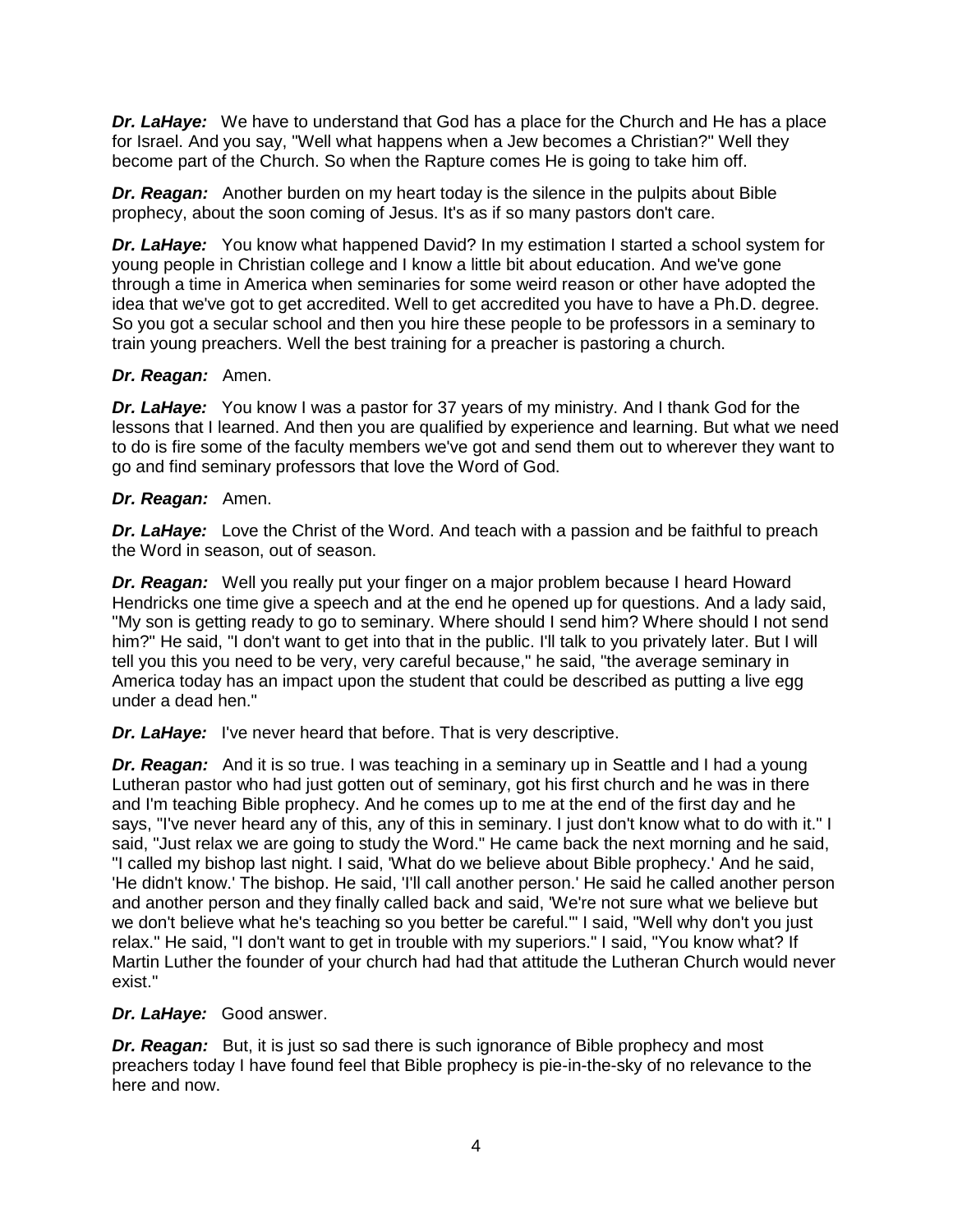***Dr. LaHaye:*** We have to understand that God has a place for the Church and He has a place for Israel. And you say, "Well what happens when a Jew becomes a Christian?" Well they become part of the Church. So when the Rapture comes He is going to take him off.

***Dr. Reagan:*** Another burden on my heart today is the silence in the pulpits about Bible prophecy, about the soon coming of Jesus. It's as if so many pastors don't care.

***Dr. LaHaye:*** You know what happened David? In my estimation I started a school system for young people in Christian college and I know a little bit about education. And we've gone through a time in America when seminaries for some weird reason or other have adopted the idea that we've got to get accredited. Well to get accredited you have to have a Ph.D. degree. So you got a secular school and then you hire these people to be professors in a seminary to train young preachers. Well the best training for a preacher is pastoring a church.

***Dr. Reagan:*** Amen.

***Dr. LaHaye:*** You know I was a pastor for 37 years of my ministry. And I thank God for the lessons that I learned. And then you are qualified by experience and learning. But what we need to do is fire some of the faculty members we've got and send them out to wherever they want to go and find seminary professors that love the Word of God.

***Dr. Reagan:*** Amen.

***Dr. LaHaye:*** Love the Christ of the Word. And teach with a passion and be faithful to preach the Word in season, out of season.

***Dr. Reagan:*** Well you really put your finger on a major problem because I heard Howard Hendricks one time give a speech and at the end he opened up for questions. And a lady said, "My son is getting ready to go to seminary. Where should I send him? Where should I not send him?" He said, "I don't want to get into that in the public. I'll talk to you privately later. But I will tell you this you need to be very, very careful because," he said, "the average seminary in America today has an impact upon the student that could be described as putting a live egg under a dead hen."

***Dr. LaHaye:*** I've never heard that before. That is very descriptive.

***Dr. Reagan:*** And it is so true. I was teaching in a seminary up in Seattle and I had a young Lutheran pastor who had just gotten out of seminary, got his first church and he was in there and I'm teaching Bible prophecy. And he comes up to me at the end of the first day and he says, "I've never heard any of this, any of this in seminary. I just don't know what to do with it." I said, "Just relax we are going to study the Word." He came back the next morning and he said, "I called my bishop last night. I said, 'What do we believe about Bible prophecy.' And he said, 'He didn't know.' The bishop. He said, 'I'll call another person.' He said he called another person and another person and they finally called back and said, 'We're not sure what we believe but we don't believe what he's teaching so you better be careful.'" I said, "Well why don't you just relax." He said, "I don't want to get in trouble with my superiors." I said, "You know what? If Martin Luther the founder of your church had had that attitude the Lutheran Church would never exist."

***Dr. LaHaye:*** Good answer.

***Dr. Reagan:*** But, it is just so sad there is such ignorance of Bible prophecy and most preachers today I have found feel that Bible prophecy is pie-in-the-sky of no relevance to the here and now.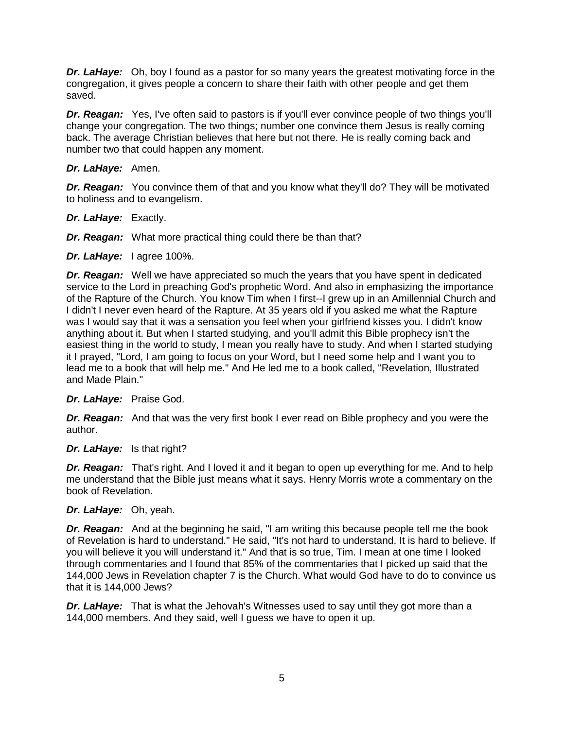***Dr. LaHaye:*** Oh, boy I found as a pastor for so many years the greatest motivating force in the congregation, it gives people a concern to share their faith with other people and get them saved.

***Dr. Reagan:*** Yes, I've often said to pastors is if you'll ever convince people of two things you'll change your congregation. The two things; number one convince them Jesus is really coming back. The average Christian believes that here but not there. He is really coming back and number two that could happen any moment.

***Dr. LaHaye:*** Amen.

***Dr. Reagan:*** You convince them of that and you know what they'll do? They will be motivated to holiness and to evangelism.

***Dr. LaHaye:*** Exactly.

***Dr. Reagan:*** What more practical thing could there be than that?

***Dr. LaHaye:*** I agree 100%.

***Dr. Reagan:*** Well we have appreciated so much the years that you have spent in dedicated service to the Lord in preaching God's prophetic Word. And also in emphasizing the importance of the Rapture of the Church. You know Tim when I first--I grew up in an Amillennial Church and I didn't I never even heard of the Rapture. At 35 years old if you asked me what the Rapture was I would say that it was a sensation you feel when your girlfriend kisses you. I didn't know anything about it. But when I started studying, and you'll admit this Bible prophecy isn't the easiest thing in the world to study, I mean you really have to study. And when I started studying it I prayed, "Lord, I am going to focus on your Word, but I need some help and I want you to lead me to a book that will help me." And He led me to a book called, "Revelation, Illustrated and Made Plain."

***Dr. LaHaye:*** Praise God.

***Dr. Reagan:*** And that was the very first book I ever read on Bible prophecy and you were the author.

***Dr. LaHaye:*** Is that right?

***Dr. Reagan:*** That's right. And I loved it and it began to open up everything for me. And to help me understand that the Bible just means what it says. Henry Morris wrote a commentary on the book of Revelation.

***Dr. LaHaye:*** Oh, yeah.

***Dr. Reagan:*** And at the beginning he said, "I am writing this because people tell me the book of Revelation is hard to understand." He said, "It's not hard to understand. It is hard to believe. If you will believe it you will understand it." And that is so true, Tim. I mean at one time I looked through commentaries and I found that 85% of the commentaries that I picked up said that the 144,000 Jews in Revelation chapter 7 is the Church. What would God have to do to convince us that it is 144,000 Jews?

***Dr. LaHaye:*** That is what the Jehovah's Witnesses used to say until they got more than a 144,000 members. And they said, well I guess we have to open it up.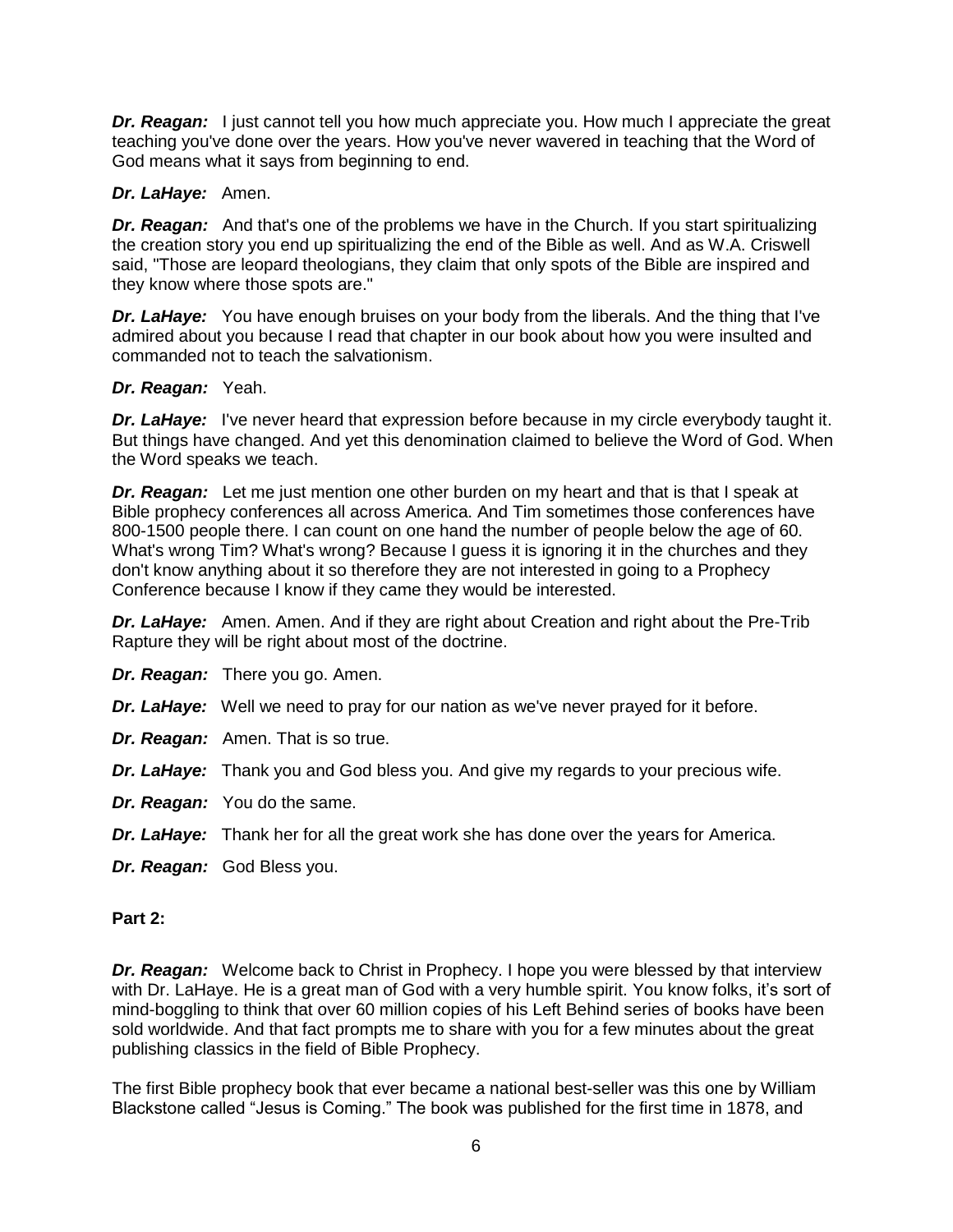***Dr. Reagan:*** I just cannot tell you how much appreciate you. How much I appreciate the great teaching you've done over the years. How you've never wavered in teaching that the Word of God means what it says from beginning to end.

***Dr. LaHaye:*** Amen.

***Dr. Reagan:*** And that's one of the problems we have in the Church. If you start spiritualizing the creation story you end up spiritualizing the end of the Bible as well. And as W.A. Criswell said, "Those are leopard theologians, they claim that only spots of the Bible are inspired and they know where those spots are."

***Dr. LaHaye:*** You have enough bruises on your body from the liberals. And the thing that I've admired about you because I read that chapter in our book about how you were insulted and commanded not to teach the salvationism.

***Dr. Reagan:*** Yeah.

***Dr. LaHaye:*** I've never heard that expression before because in my circle everybody taught it. But things have changed. And yet this denomination claimed to believe the Word of God. When the Word speaks we teach.

***Dr. Reagan:*** Let me just mention one other burden on my heart and that is that I speak at Bible prophecy conferences all across America. And Tim sometimes those conferences have 800-1500 people there. I can count on one hand the number of people below the age of 60. What's wrong Tim? What's wrong? Because I guess it is ignoring it in the churches and they don't know anything about it so therefore they are not interested in going to a Prophecy Conference because I know if they came they would be interested.

***Dr. LaHaye:*** Amen. Amen. And if they are right about Creation and right about the Pre-Trib Rapture they will be right about most of the doctrine.

***Dr. Reagan:*** There you go. Amen.

***Dr. LaHaye:*** Well we need to pray for our nation as we've never prayed for it before.

***Dr. Reagan:*** Amen. That is so true.

***Dr. LaHaye:*** Thank you and God bless you. And give my regards to your precious wife.

***Dr. Reagan:*** You do the same.

***Dr. LaHaye:*** Thank her for all the great work she has done over the years for America.

***Dr. Reagan:*** God Bless you.

**Part 2:**

***Dr. Reagan:*** Welcome back to Christ in Prophecy. I hope you were blessed by that interview with Dr. LaHaye. He is a great man of God with a very humble spirit. You know folks, it's sort of mind-boggling to think that over 60 million copies of his Left Behind series of books have been sold worldwide. And that fact prompts me to share with you for a few minutes about the great publishing classics in the field of Bible Prophecy.

The first Bible prophecy book that ever became a national best-seller was this one by William Blackstone called "Jesus is Coming." The book was published for the first time in 1878, and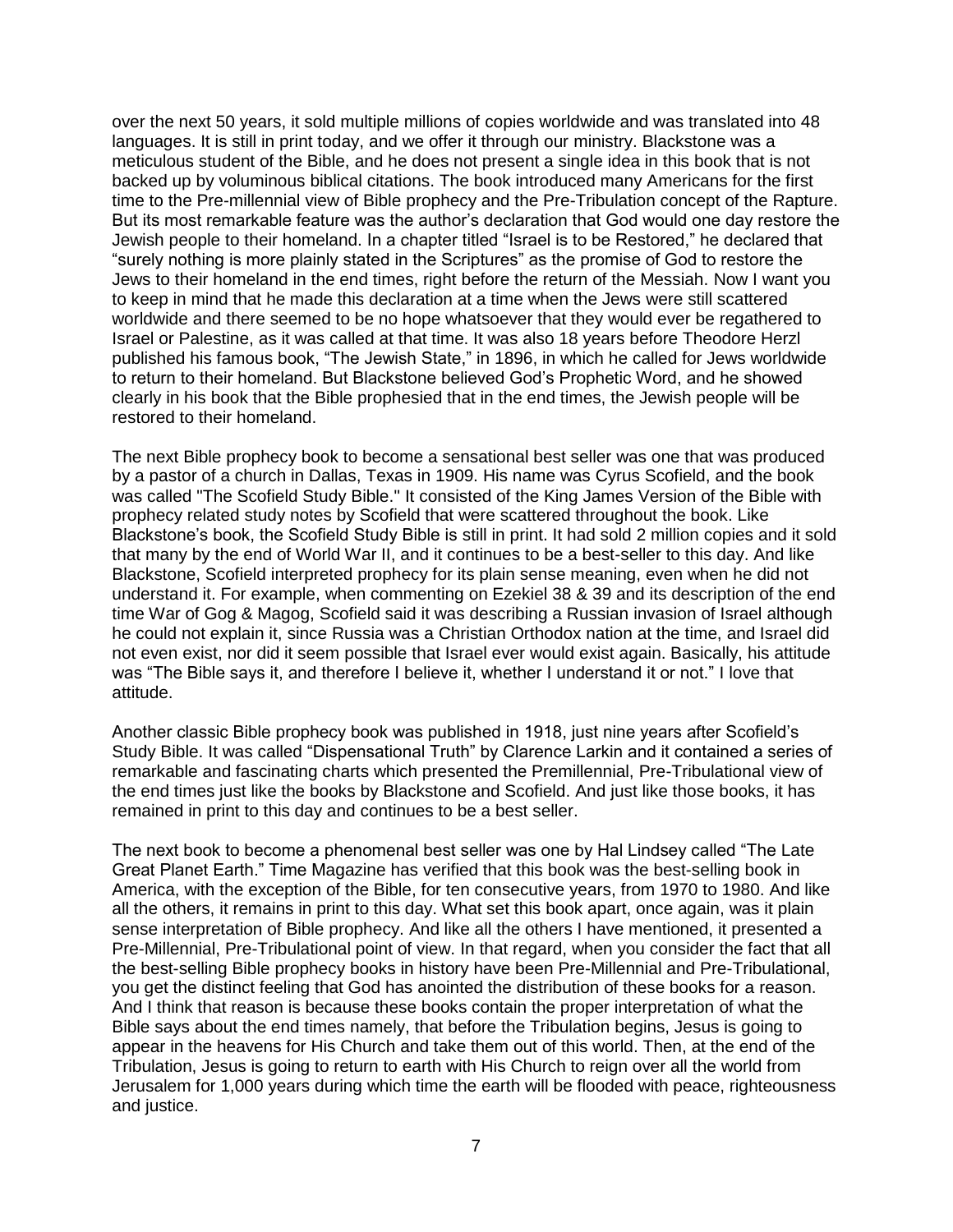over the next 50 years, it sold multiple millions of copies worldwide and was translated into 48 languages. It is still in print today, and we offer it through our ministry. Blackstone was a meticulous student of the Bible, and he does not present a single idea in this book that is not backed up by voluminous biblical citations. The book introduced many Americans for the first time to the Pre-millennial view of Bible prophecy and the Pre-Tribulation concept of the Rapture. But its most remarkable feature was the author's declaration that God would one day restore the Jewish people to their homeland. In a chapter titled "Israel is to be Restored," he declared that "surely nothing is more plainly stated in the Scriptures" as the promise of God to restore the Jews to their homeland in the end times, right before the return of the Messiah. Now I want you to keep in mind that he made this declaration at a time when the Jews were still scattered worldwide and there seemed to be no hope whatsoever that they would ever be regathered to Israel or Palestine, as it was called at that time. It was also 18 years before Theodore Herzl published his famous book, "The Jewish State," in 1896, in which he called for Jews worldwide to return to their homeland. But Blackstone believed God's Prophetic Word, and he showed clearly in his book that the Bible prophesied that in the end times, the Jewish people will be restored to their homeland.

The next Bible prophecy book to become a sensational best seller was one that was produced by a pastor of a church in Dallas, Texas in 1909. His name was Cyrus Scofield, and the book was called "The Scofield Study Bible." It consisted of the King James Version of the Bible with prophecy related study notes by Scofield that were scattered throughout the book. Like Blackstone's book, the Scofield Study Bible is still in print. It had sold 2 million copies and it sold that many by the end of World War II, and it continues to be a best-seller to this day. And like Blackstone, Scofield interpreted prophecy for its plain sense meaning, even when he did not understand it. For example, when commenting on Ezekiel 38 & 39 and its description of the end time War of Gog & Magog, Scofield said it was describing a Russian invasion of Israel although he could not explain it, since Russia was a Christian Orthodox nation at the time, and Israel did not even exist, nor did it seem possible that Israel ever would exist again. Basically, his attitude was "The Bible says it, and therefore I believe it, whether I understand it or not." I love that attitude.

Another classic Bible prophecy book was published in 1918, just nine years after Scofield's Study Bible. It was called "Dispensational Truth" by Clarence Larkin and it contained a series of remarkable and fascinating charts which presented the Premillennial, Pre-Tribulational view of the end times just like the books by Blackstone and Scofield. And just like those books, it has remained in print to this day and continues to be a best seller.

The next book to become a phenomenal best seller was one by Hal Lindsey called "The Late Great Planet Earth." Time Magazine has verified that this book was the best-selling book in America, with the exception of the Bible, for ten consecutive years, from 1970 to 1980. And like all the others, it remains in print to this day. What set this book apart, once again, was it plain sense interpretation of Bible prophecy. And like all the others I have mentioned, it presented a Pre-Millennial, Pre-Tribulational point of view. In that regard, when you consider the fact that all the best-selling Bible prophecy books in history have been Pre-Millennial and Pre-Tribulational, you get the distinct feeling that God has anointed the distribution of these books for a reason. And I think that reason is because these books contain the proper interpretation of what the Bible says about the end times namely, that before the Tribulation begins, Jesus is going to appear in the heavens for His Church and take them out of this world. Then, at the end of the Tribulation, Jesus is going to return to earth with His Church to reign over all the world from Jerusalem for 1,000 years during which time the earth will be flooded with peace, righteousness and justice.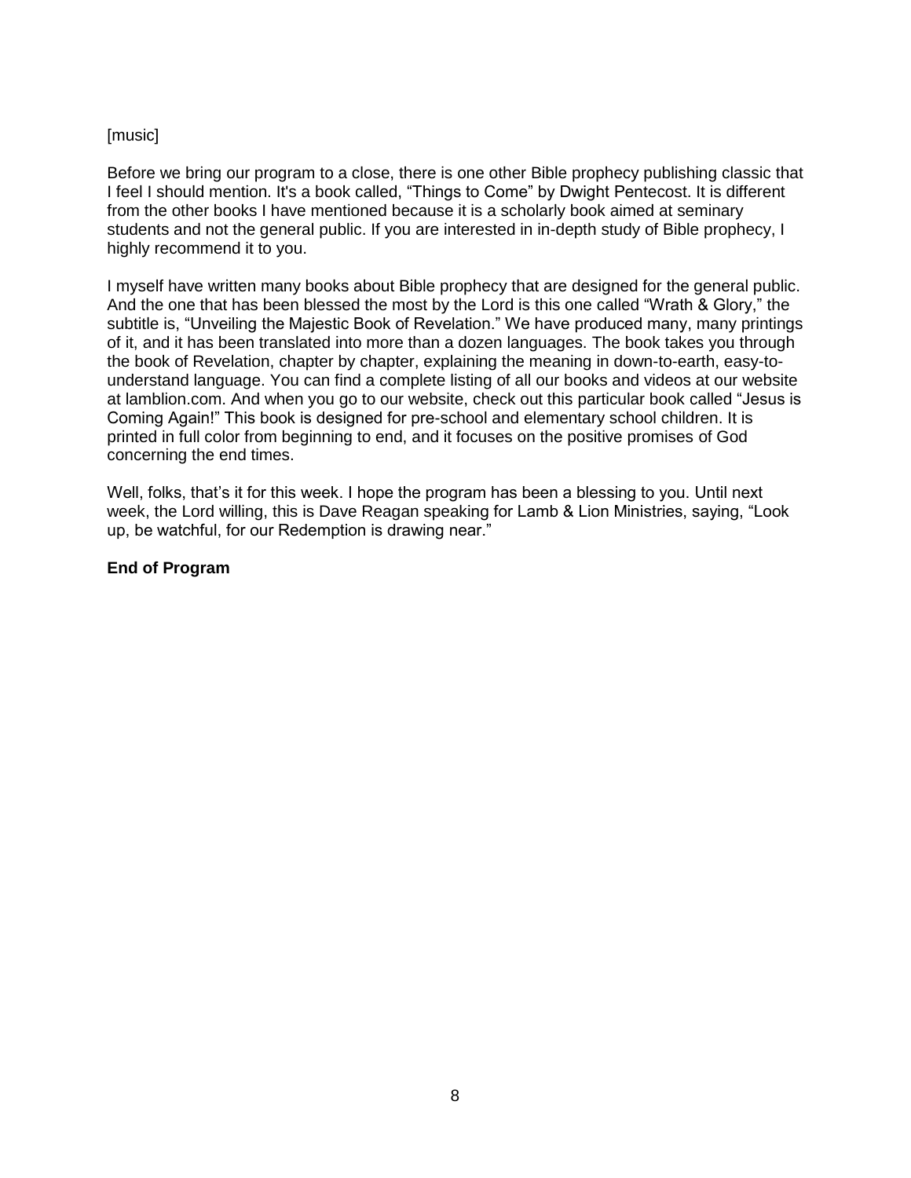[music]

Before we bring our program to a close, there is one other Bible prophecy publishing classic that I feel I should mention. It's a book called, "Things to Come" by Dwight Pentecost. It is different from the other books I have mentioned because it is a scholarly book aimed at seminary students and not the general public. If you are interested in in-depth study of Bible prophecy, I highly recommend it to you.

I myself have written many books about Bible prophecy that are designed for the general public. And the one that has been blessed the most by the Lord is this one called "Wrath & Glory," the subtitle is, "Unveiling the Majestic Book of Revelation." We have produced many, many printings of it, and it has been translated into more than a dozen languages. The book takes you through the book of Revelation, chapter by chapter, explaining the meaning in down-to-earth, easy-to-understand language. You can find a complete listing of all our books and videos at our website at lamblion.com. And when you go to our website, check out this particular book called "Jesus is Coming Again!" This book is designed for pre-school and elementary school children. It is printed in full color from beginning to end, and it focuses on the positive promises of God concerning the end times.

Well, folks, that's it for this week. I hope the program has been a blessing to you. Until next week, the Lord willing, this is Dave Reagan speaking for Lamb & Lion Ministries, saying, "Look up, be watchful, for our Redemption is drawing near."

**End of Program**